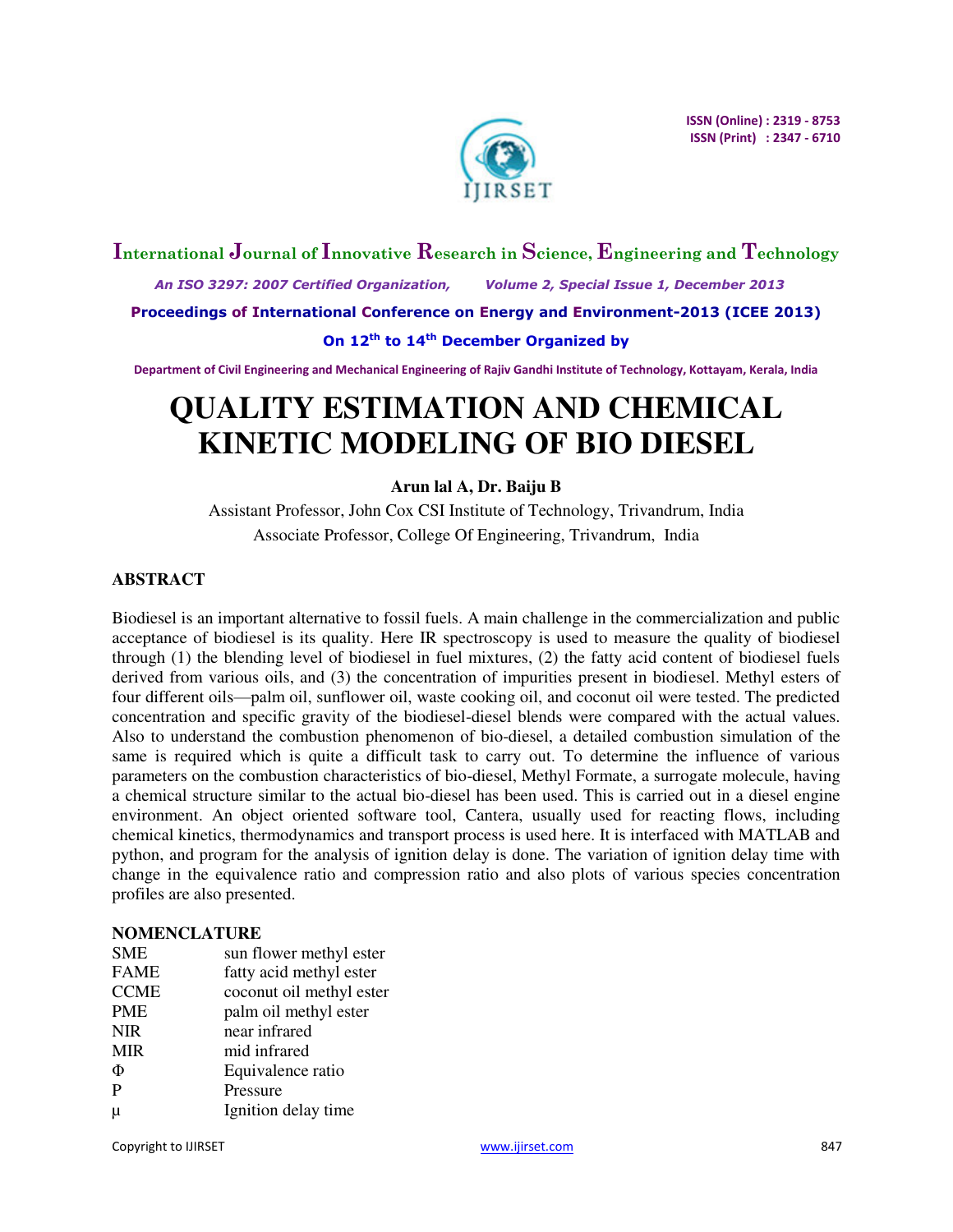# QUALITY ESTIMATION AND CHEMICAL KINETIC MODELING OF BIO DIESEL

**Arun lal A, Dr. Baiju B**

Assistant Professor, John Cox CSI Institute of Technology, Trivandrum, India

Associate Professor, College Of Engineering, Trivandrum, India

## ABSTRACT

Biodiesel is an important alternative to fossil fuels. A main challenge in the commercialization and public acceptance of biodiesel is its quality. Here IR spectroscopy is used to measure the quality of biodiesel through (1) the blending level of biodiesel in fuel mixtures, (2) the fatty acid content of biodiesel fuels derived from various oils, and (3) the concentration of impurities present in biodiesel. Methyl esters of four different oils—palm oil, sunflower oil, waste cooking oil, and coconut oil were tested. The predicted concentration and specific gravity of the biodiesel-diesel blends were compared with the actual values. Also to understand the combustion phenomenon of bio-diesel, a detailed combustion simulation of the same is required which is quite a difficult task to carry out. To determine the influence of various parameters on the combustion characteristics of bio-diesel, Methyl Formate, a surrogate molecule, having a chemical structure similar to the actual bio-diesel has been used. This is carried out in a diesel engine environment. An object oriented software tool, Cantera, usually used for reacting flows, including chemical kinetics, thermodynamics and transport process is used here. It is interfaced with MATLAB and python, and program for the analysis of ignition delay is done. The variation of ignition delay time with change in the equivalence ratio and compression ratio and also plots of various species concentration profiles are also presented.

## NOMENCLATURE

| | |
|---|---|
| SME | sun flower methyl ester |
| FAME | fatty acid methyl ester |
| CCME | coconut oil methyl ester |
| PME | palm oil methyl ester |
| NIR | near infrared |
| MIR | mid infrared |
| $\Phi$ | Equivalence ratio |
| P | Pressure |
| $\mu$ | Ignition delay time |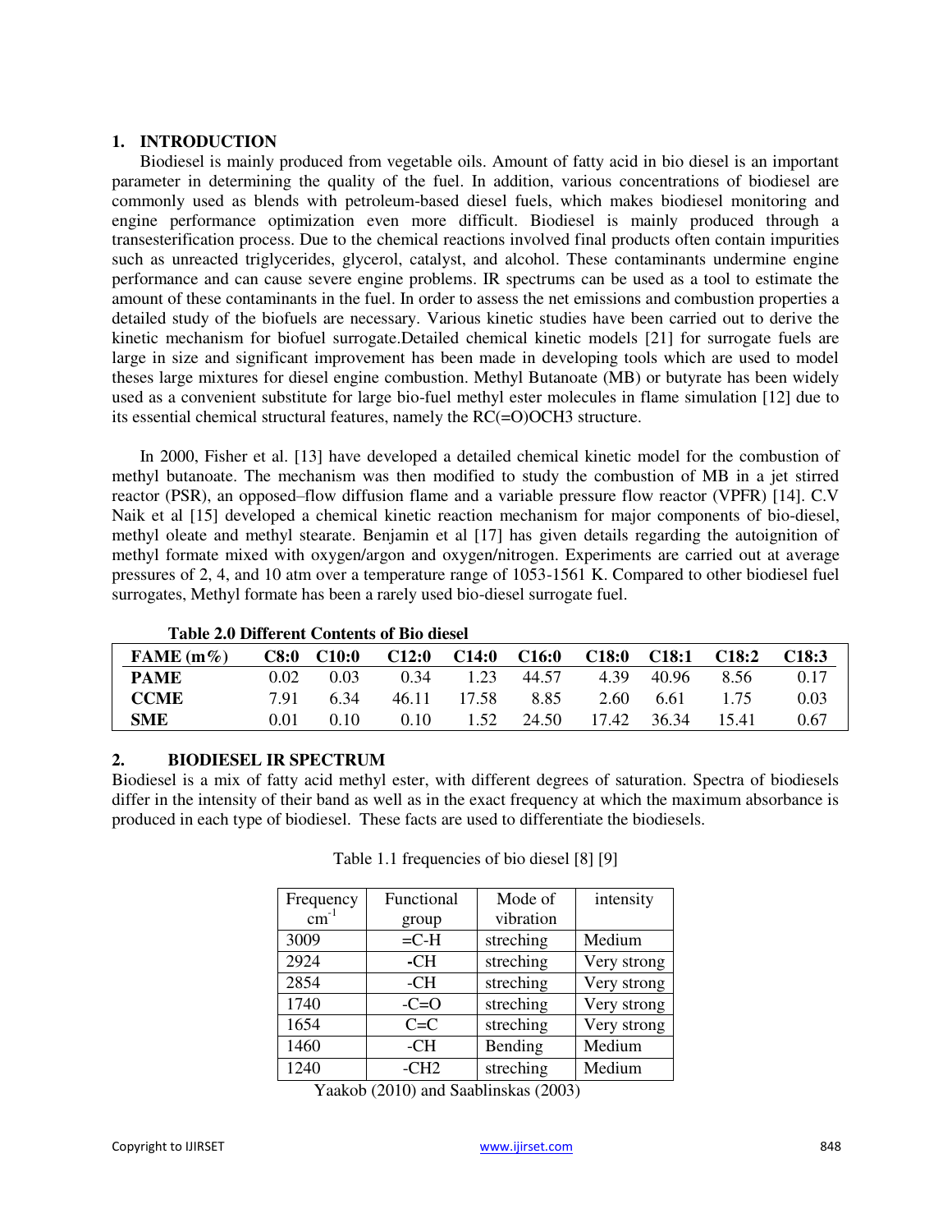## 1. INTRODUCTION

Biodiesel is mainly produced from vegetable oils. Amount of fatty acid in bio diesel is an important parameter in determining the quality of the fuel. In addition, various concentrations of biodiesel are commonly used as blends with petroleum-based diesel fuels, which makes biodiesel monitoring and engine performance optimization even more difficult. Biodiesel is mainly produced through a transesterification process. Due to the chemical reactions involved final products often contain impurities such as unreacted triglycerides, glycerol, catalyst, and alcohol. These contaminants undermine engine performance and can cause severe engine problems. IR spectrums can be used as a tool to estimate the amount of these contaminants in the fuel. In order to assess the net emissions and combustion properties a detailed study of the biofuels are necessary. Various kinetic studies have been carried out to derive the kinetic mechanism for biofuel surrogate.Detailed chemical kinetic models [21] for surrogate fuels are large in size and significant improvement has been made in developing tools which are used to model theses large mixtures for diesel engine combustion. Methyl Butanoate (MB) or butyrate has been widely used as a convenient substitute for large bio-fuel methyl ester molecules in flame simulation [12] due to its essential chemical structural features, namely the RC(=O)OCH3 structure.

In 2000, Fisher et al. [13] have developed a detailed chemical kinetic model for the combustion of methyl butanoate. The mechanism was then modified to study the combustion of MB in a jet stirred reactor (PSR), an opposed–flow diffusion flame and a variable pressure flow reactor (VPFR) [14]. C.V Naik et al [15] developed a chemical kinetic reaction mechanism for major components of bio-diesel, methyl oleate and methyl stearate. Benjamin et al [17] has given details regarding the autoignition of methyl formate mixed with oxygen/argon and oxygen/nitrogen. Experiments are carried out at average pressures of 2, 4, and 10 atm over a temperature range of 1053-1561 K. Compared to other biodiesel fuel surrogates, Methyl formate has been a rarely used bio-diesel surrogate fuel.

**Table 2.0 Different Contents of Bio diesel**

| FAME (m%) | C8:0 | C10:0 | C12:0 | C14:0 | C16:0 | C18:0 | C18:1 | C18:2 | C18:3 |
|---|---|---|---|---|---|---|---|---|---|
| **PAME** | 0.02 | 0.03 | 0.34 | 1.23 | 44.57 | 4.39 | 40.96 | 8.56 | 0.17 |
| **CCME** | 7.91 | 6.34 | 46.11 | 17.58 | 8.85 | 2.60 | 6.61 | 1.75 | 0.03 |
| **SME** | 0.01 | 0.10 | 0.10 | 1.52 | 24.50 | 17.42 | 36.34 | 15.41 | 0.67 |

## 2. BIODIESEL IR SPECTRUM

Biodiesel is a mix of fatty acid methyl ester, with different degrees of saturation. Spectra of biodiesels differ in the intensity of their band as well as in the exact frequency at which the maximum absorbance is produced in each type of biodiesel. These facts are used to differentiate the biodiesels.

Table 1.1 frequencies of bio diesel [8] [9]

| Frequency $cm^{-1}$ | Functional group | Mode of vibration | intensity |
|---|---|---|---|
| 3009 | =C-H | streching | Medium |
| 2924 | **-**CH | streching | Very strong |
| 2854 | -CH | streching | Very strong |
| 1740 | -C=O | streching | Very strong |
| 1654 | C=C | streching | Very strong |
| 1460 | -CH | Bending | Medium |
| 1240 | -CH2 | streching | Medium |

Yaakob (2010) and Saablinskas (2003)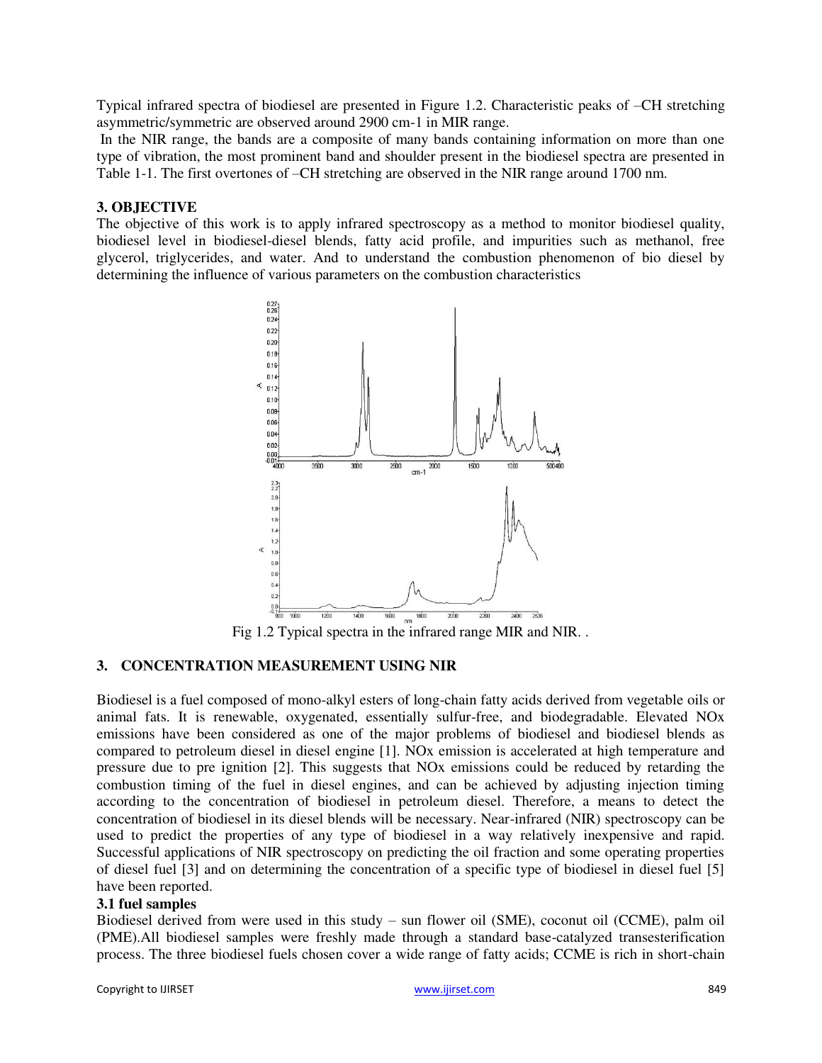Typical infrared spectra of biodiesel are presented in Figure 1.2. Characteristic peaks of –CH stretching asymmetric/symmetric are observed around 2900 cm-1 in MIR range.

In the NIR range, the bands are a composite of many bands containing information on more than one type of vibration, the most prominent band and shoulder present in the biodiesel spectra are presented in Table 1-1. The first overtones of –CH stretching are observed in the NIR range around 1700 nm.

### 3. OBJECTIVE

The objective of this work is to apply infrared spectroscopy as a method to monitor biodiesel quality, biodiesel level in biodiesel-diesel blends, fatty acid profile, and impurities such as methanol, free glycerol, triglycerides, and water. And to understand the combustion phenomenon of bio diesel by determining the influence of various parameters on the combustion characteristics

Fig 1.2 Typical spectra in the infrared range MIR and NIR. .

### 3. CONCENTRATION MEASUREMENT USING NIR

Biodiesel is a fuel composed of mono-alkyl esters of long-chain fatty acids derived from vegetable oils or animal fats. It is renewable, oxygenated, essentially sulfur-free, and biodegradable. Elevated NOx emissions have been considered as one of the major problems of biodiesel and biodiesel blends as compared to petroleum diesel in diesel engine [1]. NOx emission is accelerated at high temperature and pressure due to pre ignition [2]. This suggests that NOx emissions could be reduced by retarding the combustion timing of the fuel in diesel engines, and can be achieved by adjusting injection timing according to the concentration of biodiesel in petroleum diesel. Therefore, a means to detect the concentration of biodiesel in its diesel blends will be necessary. Near-infrared (NIR) spectroscopy can be used to predict the properties of any type of biodiesel in a way relatively inexpensive and rapid. Successful applications of NIR spectroscopy on predicting the oil fraction and some operating properties of diesel fuel [3] and on determining the concentration of a specific type of biodiesel in diesel fuel [5] have been reported.

#### 3.1 fuel samples

Biodiesel derived from were used in this study – sun flower oil (SME), coconut oil (CCME), palm oil (PME).All biodiesel samples were freshly made through a standard base-catalyzed transesterification process. The three biodiesel fuels chosen cover a wide range of fatty acids; CCME is rich in short-chain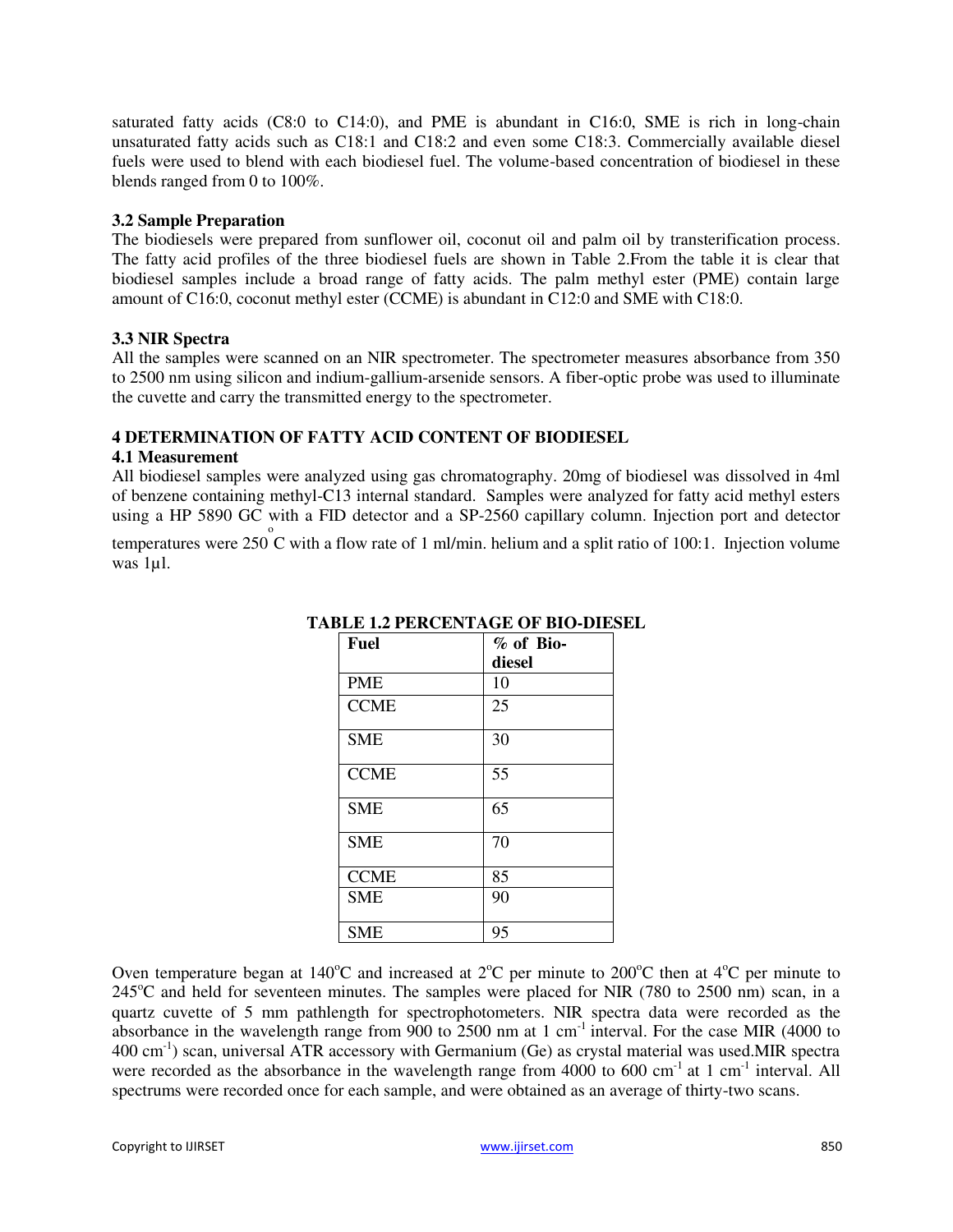saturated fatty acids (C8:0 to C14:0), and PME is abundant in C16:0, SME is rich in long-chain unsaturated fatty acids such as C18:1 and C18:2 and even some C18:3. Commercially available diesel fuels were used to blend with each biodiesel fuel. The volume-based concentration of biodiesel in these blends ranged from 0 to 100%.

### 3.2 Sample Preparation

The biodiesels were prepared from sunflower oil, coconut oil and palm oil by transterification process. The fatty acid profiles of the three biodiesel fuels are shown in Table 2.From the table it is clear that biodiesel samples include a broad range of fatty acids. The palm methyl ester (PME) contain large amount of C16:0, coconut methyl ester (CCME) is abundant in C12:0 and SME with C18:0.

### 3.3 NIR Spectra

All the samples were scanned on an NIR spectrometer. The spectrometer measures absorbance from 350 to 2500 nm using silicon and indium-gallium-arsenide sensors. A fiber-optic probe was used to illuminate the cuvette and carry the transmitted energy to the spectrometer.

## 4 DETERMINATION OF FATTY ACID CONTENT OF BIODIESEL

### 4.1 Measurement

All biodiesel samples were analyzed using gas chromatography. 20mg of biodiesel was dissolved in 4ml of benzene containing methyl-C13 internal standard. Samples were analyzed for fatty acid methyl esters using a HP 5890 GC with a FID detector and a SP-2560 capillary column. Injection port and detector temperatures were 250 $^{o}$C with a flow rate of 1 ml/min. helium and a split ratio of 100:1. Injection volume was 1µl.

**TABLE 1.2 PERCENTAGE OF BIO-DIESEL**

| Fuel | % of Bio-diesel |
|---|---|
| PME | 10 |
| CCME | 25 |
| SME | 30 |
| CCME | 55 |
| SME | 65 |
| SME | 70 |
| CCME | 85 |
| SME | 90 |
| SME | 95 |

Oven temperature began at 140$^{o}$C and increased at 2$^{o}$C per minute to 200$^{o}$C then at 4$^{o}$C per minute to 245$^{o}$C and held for seventeen minutes. The samples were placed for NIR (780 to 2500 nm) scan, in a quartz cuvette of 5 mm pathlength for spectrophotometers. NIR spectra data were recorded as the absorbance in the wavelength range from 900 to 2500 nm at 1 cm$^{-1}$ interval. For the case MIR (4000 to 400 cm$^{-1}$) scan, universal ATR accessory with Germanium (Ge) as crystal material was used.MIR spectra were recorded as the absorbance in the wavelength range from 4000 to 600 cm$^{-1}$ at 1 cm$^{-1}$ interval. All spectrums were recorded once for each sample, and were obtained as an average of thirty-two scans.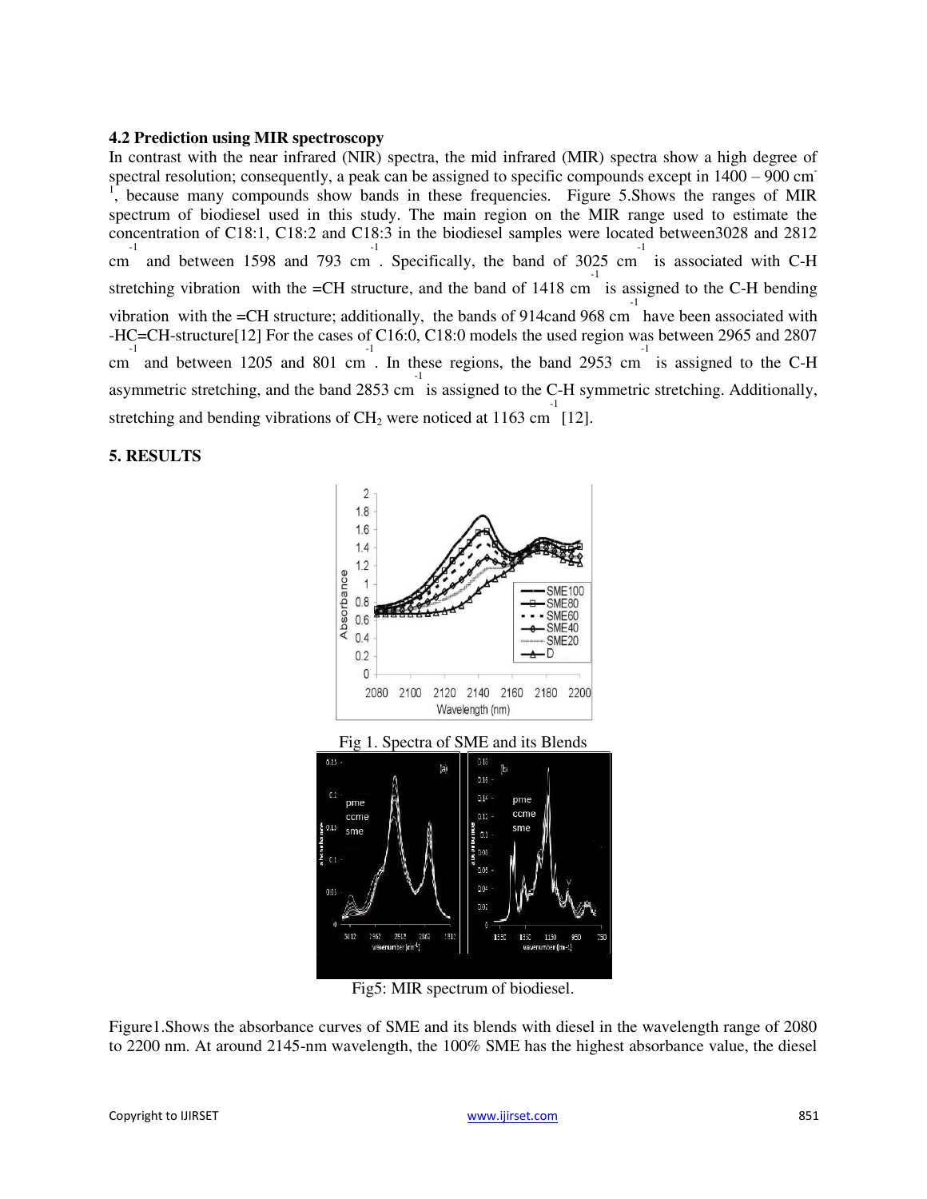### 4.2 Prediction using MIR spectroscopy

In contrast with the near infrared (NIR) spectra, the mid infrared (MIR) spectra show a high degree of spectral resolution; consequently, a peak can be assigned to specific compounds except in 1400 – 900 $cm^{-1}$, because many compounds show bands in these frequencies. Figure 5.Shows the ranges of MIR spectrum of biodiesel used in this study. The main region on the MIR range used to estimate the concentration of C18:1, C18:2 and C18:3 in the biodiesel samples were located between3028 and 2812 $cm^{-1}$ and between 1598 and 793 $cm^{-1}$. Specifically, the band of 3025 $cm^{-1}$ is associated with C-H stretching vibration with the =CH structure, and the band of 1418 $cm^{-1}$ is assigned to the C-H bending vibration with the =CH structure; additionally, the bands of 914cand 968 $cm^{-1}$ have been associated with -HC=CH-structure[12] For the cases of C16:0, C18:0 models the used region was between 2965 and 2807 $cm^{-1}$ and between 1205 and 801 $cm^{-1}$. In these regions, the band 2953 $cm^{-1}$ is assigned to the C-H asymmetric stretching, and the band 2853 $cm^{-1}$ is assigned to the C-H symmetric stretching. Additionally, stretching and bending vibrations of $CH_2$ were noticed at 1163 $cm^{-1}$ [12].

## 5. RESULTS

Fig 1. Spectra of SME and its Blends

Fig5: MIR spectrum of biodiesel.

Figure1.Shows the absorbance curves of SME and its blends with diesel in the wavelength range of 2080 to 2200 nm. At around 2145-nm wavelength, the 100% SME has the highest absorbance value, the diesel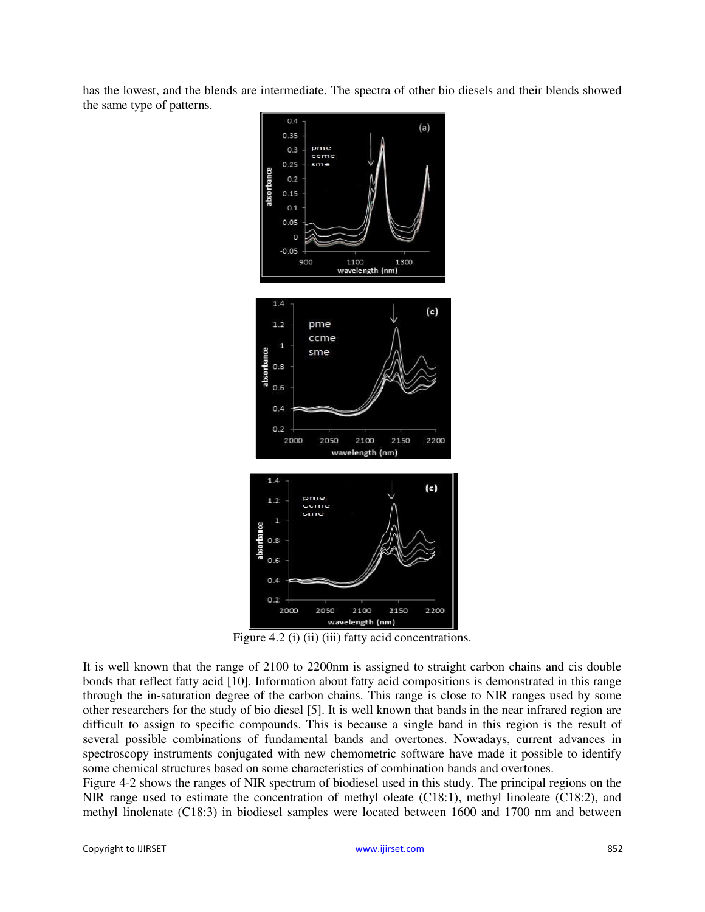has the lowest, and the blends are intermediate. The spectra of other bio diesels and their blends showed the same type of patterns.

Figure 4.2 (i) (ii) (iii) fatty acid concentrations.

It is well known that the range of 2100 to 2200nm is assigned to straight carbon chains and cis double bonds that reflect fatty acid [10]. Information about fatty acid compositions is demonstrated in this range through the in-saturation degree of the carbon chains. This range is close to NIR ranges used by some other researchers for the study of bio diesel [5]. It is well known that bands in the near infrared region are difficult to assign to specific compounds. This is because a single band in this region is the result of several possible combinations of fundamental bands and overtones. Nowadays, current advances in spectroscopy instruments conjugated with new chemometric software have made it possible to identify some chemical structures based on some characteristics of combination bands and overtones.

Figure 4-2 shows the ranges of NIR spectrum of biodiesel used in this study. The principal regions on the NIR range used to estimate the concentration of methyl oleate (C18:1), methyl linoleate (C18:2), and methyl linolenate (C18:3) in biodiesel samples were located between 1600 and 1700 nm and between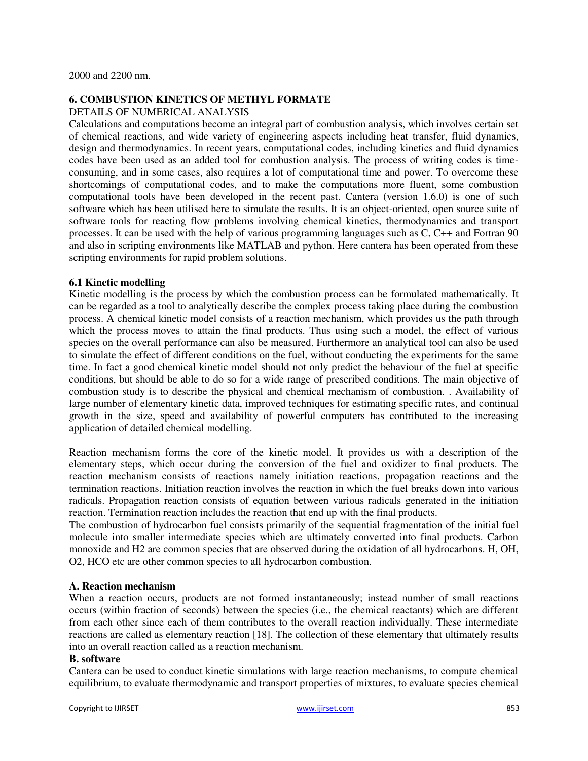2000 and 2200 nm.

## 6. COMBUSTION KINETICS OF METHYL FORMATE

DETAILS OF NUMERICAL ANALYSIS

Calculations and computations become an integral part of combustion analysis, which involves certain set of chemical reactions, and wide variety of engineering aspects including heat transfer, fluid dynamics, design and thermodynamics. In recent years, computational codes, including kinetics and fluid dynamics codes have been used as an added tool for combustion analysis. The process of writing codes is time-consuming, and in some cases, also requires a lot of computational time and power. To overcome these shortcomings of computational codes, and to make the computations more fluent, some combustion computational tools have been developed in the recent past. Cantera (version 1.6.0) is one of such software which has been utilised here to simulate the results. It is an object-oriented, open source suite of software tools for reacting flow problems involving chemical kinetics, thermodynamics and transport processes. It can be used with the help of various programming languages such as C, C++ and Fortran 90 and also in scripting environments like MATLAB and python. Here cantera has been operated from these scripting environments for rapid problem solutions.

### 6.1 Kinetic modelling

Kinetic modelling is the process by which the combustion process can be formulated mathematically. It can be regarded as a tool to analytically describe the complex process taking place during the combustion process. A chemical kinetic model consists of a reaction mechanism, which provides us the path through which the process moves to attain the final products. Thus using such a model, the effect of various species on the overall performance can also be measured. Furthermore an analytical tool can also be used to simulate the effect of different conditions on the fuel, without conducting the experiments for the same time. In fact a good chemical kinetic model should not only predict the behaviour of the fuel at specific conditions, but should be able to do so for a wide range of prescribed conditions. The main objective of combustion study is to describe the physical and chemical mechanism of combustion. . Availability of large number of elementary kinetic data, improved techniques for estimating specific rates, and continual growth in the size, speed and availability of powerful computers has contributed to the increasing application of detailed chemical modelling.

Reaction mechanism forms the core of the kinetic model. It provides us with a description of the elementary steps, which occur during the conversion of the fuel and oxidizer to final products. The reaction mechanism consists of reactions namely initiation reactions, propagation reactions and the termination reactions. Initiation reaction involves the reaction in which the fuel breaks down into various radicals. Propagation reaction consists of equation between various radicals generated in the initiation reaction. Termination reaction includes the reaction that end up with the final products.

The combustion of hydrocarbon fuel consists primarily of the sequential fragmentation of the initial fuel molecule into smaller intermediate species which are ultimately converted into final products. Carbon monoxide and $H_2$ are common species that are observed during the oxidation of all hydrocarbons. H, OH, $O_2$, HCO etc are other common species to all hydrocarbon combustion.

#### A. Reaction mechanism

When a reaction occurs, products are not formed instantaneously; instead number of small reactions occurs (within fraction of seconds) between the species (i.e., the chemical reactants) which are different from each other since each of them contributes to the overall reaction individually. These intermediate reactions are called as elementary reaction [18]. The collection of these elementary that ultimately results into an overall reaction called as a reaction mechanism.

#### B. software

Cantera can be used to conduct kinetic simulations with large reaction mechanisms, to compute chemical equilibrium, to evaluate thermodynamic and transport properties of mixtures, to evaluate species chemical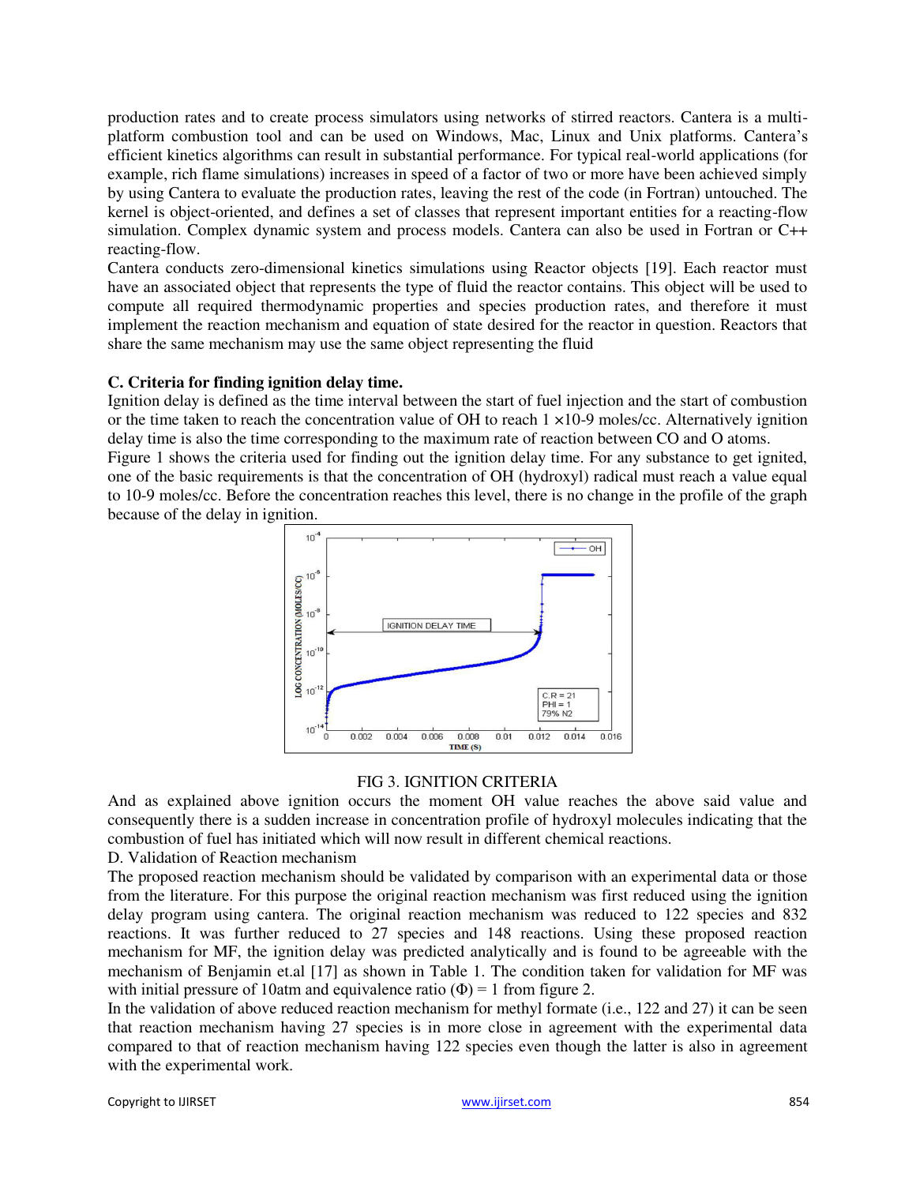production rates and to create process simulators using networks of stirred reactors. Cantera is a multi-platform combustion tool and can be used on Windows, Mac, Linux and Unix platforms. Cantera's efficient kinetics algorithms can result in substantial performance. For typical real-world applications (for example, rich flame simulations) increases in speed of a factor of two or more have been achieved simply by using Cantera to evaluate the production rates, leaving the rest of the code (in Fortran) untouched. The kernel is object-oriented, and defines a set of classes that represent important entities for a reacting-flow simulation. Complex dynamic system and process models. Cantera can also be used in Fortran or C++ reacting-flow.

Cantera conducts zero-dimensional kinetics simulations using Reactor objects [19]. Each reactor must have an associated object that represents the type of fluid the reactor contains. This object will be used to compute all required thermodynamic properties and species production rates, and therefore it must implement the reaction mechanism and equation of state desired for the reactor in question. Reactors that share the same mechanism may use the same object representing the fluid

**C. Criteria for finding ignition delay time.**

Ignition delay is defined as the time interval between the start of fuel injection and the start of combustion or the time taken to reach the concentration value of OH to reach $1 \times 10^{-9}$ moles/cc. Alternatively ignition delay time is also the time corresponding to the maximum rate of reaction between CO and O atoms.

Figure 1 shows the criteria used for finding out the ignition delay time. For any substance to get ignited, one of the basic requirements is that the concentration of OH (hydroxyl) radical must reach a value equal to $10^{-9}$ moles/cc. Before the concentration reaches this level, there is no change in the profile of the graph because of the delay in ignition.

FIG 3. IGNITION CRITERIA

And as explained above ignition occurs the moment OH value reaches the above said value and consequently there is a sudden increase in concentration profile of hydroxyl molecules indicating that the combustion of fuel has initiated which will now result in different chemical reactions.

D. Validation of Reaction mechanism

The proposed reaction mechanism should be validated by comparison with an experimental data or those from the literature. For this purpose the original reaction mechanism was first reduced using the ignition delay program using cantera. The original reaction mechanism was reduced to 122 species and 832 reactions. It was further reduced to 27 species and 148 reactions. Using these proposed reaction mechanism for MF, the ignition delay was predicted analytically and is found to be agreeable with the mechanism of Benjamin et.al [17] as shown in Table 1. The condition taken for validation for MF was with initial pressure of 10atm and equivalence ratio ($\Phi$) = 1 from figure 2.

In the validation of above reduced reaction mechanism for methyl formate (i.e., 122 and 27) it can be seen that reaction mechanism having 27 species is in more close in agreement with the experimental data compared to that of reaction mechanism having 122 species even though the latter is also in agreement with the experimental work.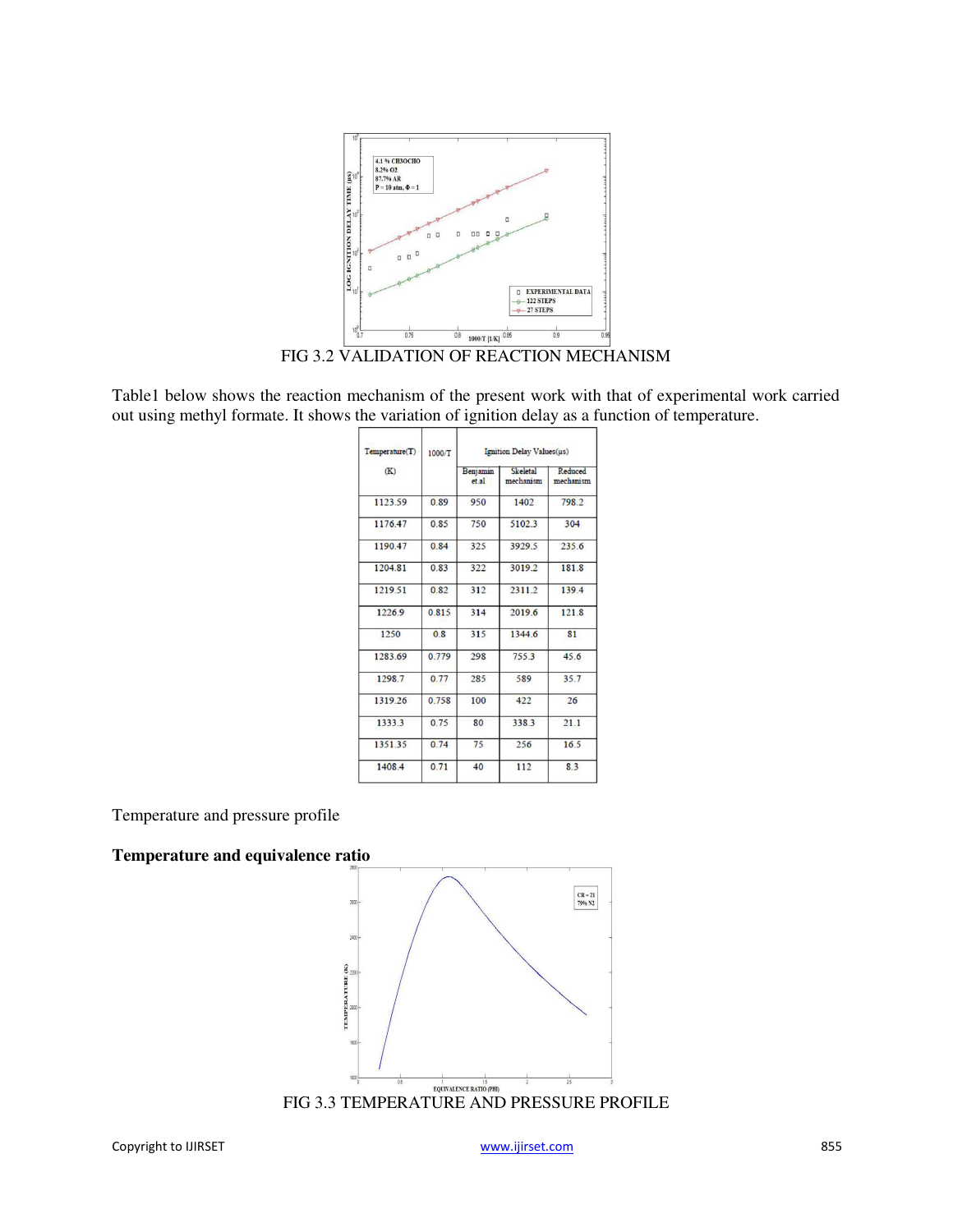FIG 3.2 VALIDATION OF REACTION MECHANISM

Table1 below shows the reaction mechanism of the present work with that of experimental work carried out using methyl formate. It shows the variation of ignition delay as a function of temperature.

| Temperature(T) (K) | 1000/T | Ignition Delay Values(μs) | | |
|---|---|---|---|---|
| | | Benjamin et.al | Skeletal mechanism | Reduced mechanism |
| 1123.59 | 0.89 | 950 | 1402 | 798.2 |
| 1176.47 | 0.85 | 750 | 5102.3 | 304 |
| 1190.47 | 0.84 | 325 | 3929.5 | 235.6 |
| 1204.81 | 0.83 | 322 | 3019.2 | 181.8 |
| 1219.51 | 0.82 | 312 | 2311.2 | 139.4 |
| 1226.9 | 0.815 | 314 | 2019.6 | 121.8 |
| 1250 | 0.8 | 315 | 1344.6 | 81 |
| 1283.69 | 0.779 | 298 | 755.3 | 45.6 |
| 1298.7 | 0.77 | 285 | 589 | 35.7 |
| 1319.26 | 0.758 | 100 | 422 | 26 |
| 1333.3 | 0.75 | 80 | 338.3 | 21.1 |
| 1351.35 | 0.74 | 75 | 256 | 16.5 |
| 1408.4 | 0.71 | 40 | 112 | 8.3 |

Temperature and pressure profile

**Temperature and equivalence ratio**

FIG 3.3 TEMPERATURE AND PRESSURE PROFILE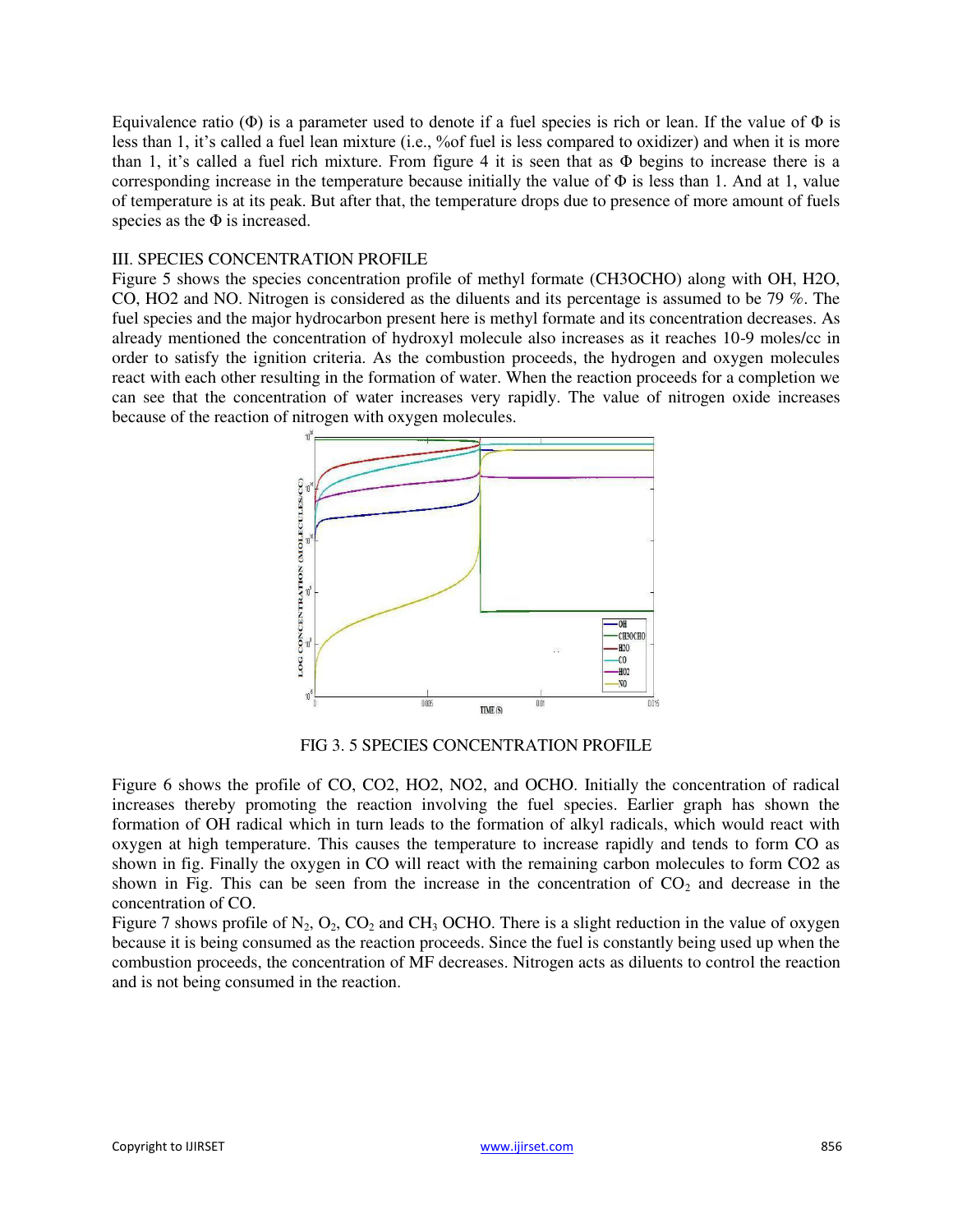Equivalence ratio (Φ) is a parameter used to denote if a fuel species is rich or lean. If the value of Φ is less than 1, it's called a fuel lean mixture (i.e., %of fuel is less compared to oxidizer) and when it is more than 1, it's called a fuel rich mixture. From figure 4 it is seen that as Φ begins to increase there is a corresponding increase in the temperature because initially the value of Φ is less than 1. And at 1, value of temperature is at its peak. But after that, the temperature drops due to presence of more amount of fuels species as the Φ is increased.

## III. SPECIES CONCENTRATION PROFILE

Figure 5 shows the species concentration profile of methyl formate (CH3OCHO) along with OH, H2O, CO, HO2 and NO. Nitrogen is considered as the diluents and its percentage is assumed to be 79 %. The fuel species and the major hydrocarbon present here is methyl formate and its concentration decreases. As already mentioned the concentration of hydroxyl molecule also increases as it reaches 10-9 moles/cc in order to satisfy the ignition criteria. As the combustion proceeds, the hydrogen and oxygen molecules react with each other resulting in the formation of water. When the reaction proceeds for a completion we can see that the concentration of water increases very rapidly. The value of nitrogen oxide increases because of the reaction of nitrogen with oxygen molecules.

FIG 3. 5 SPECIES CONCENTRATION PROFILE

Figure 6 shows the profile of CO, CO2, HO2, NO2, and OCHO. Initially the concentration of radical increases thereby promoting the reaction involving the fuel species. Earlier graph has shown the formation of OH radical which in turn leads to the formation of alkyl radicals, which would react with oxygen at high temperature. This causes the temperature to increase rapidly and tends to form CO as shown in fig. Finally the oxygen in CO will react with the remaining carbon molecules to form CO2 as shown in Fig. This can be seen from the increase in the concentration of $CO_2$ and decrease in the concentration of CO.

Figure 7 shows profile of $N_2$, $O_2$, $CO_2$ and $CH_3$ OCHO. There is a slight reduction in the value of oxygen because it is being consumed as the reaction proceeds. Since the fuel is constantly being used up when the combustion proceeds, the concentration of MF decreases. Nitrogen acts as diluents to control the reaction and is not being consumed in the reaction.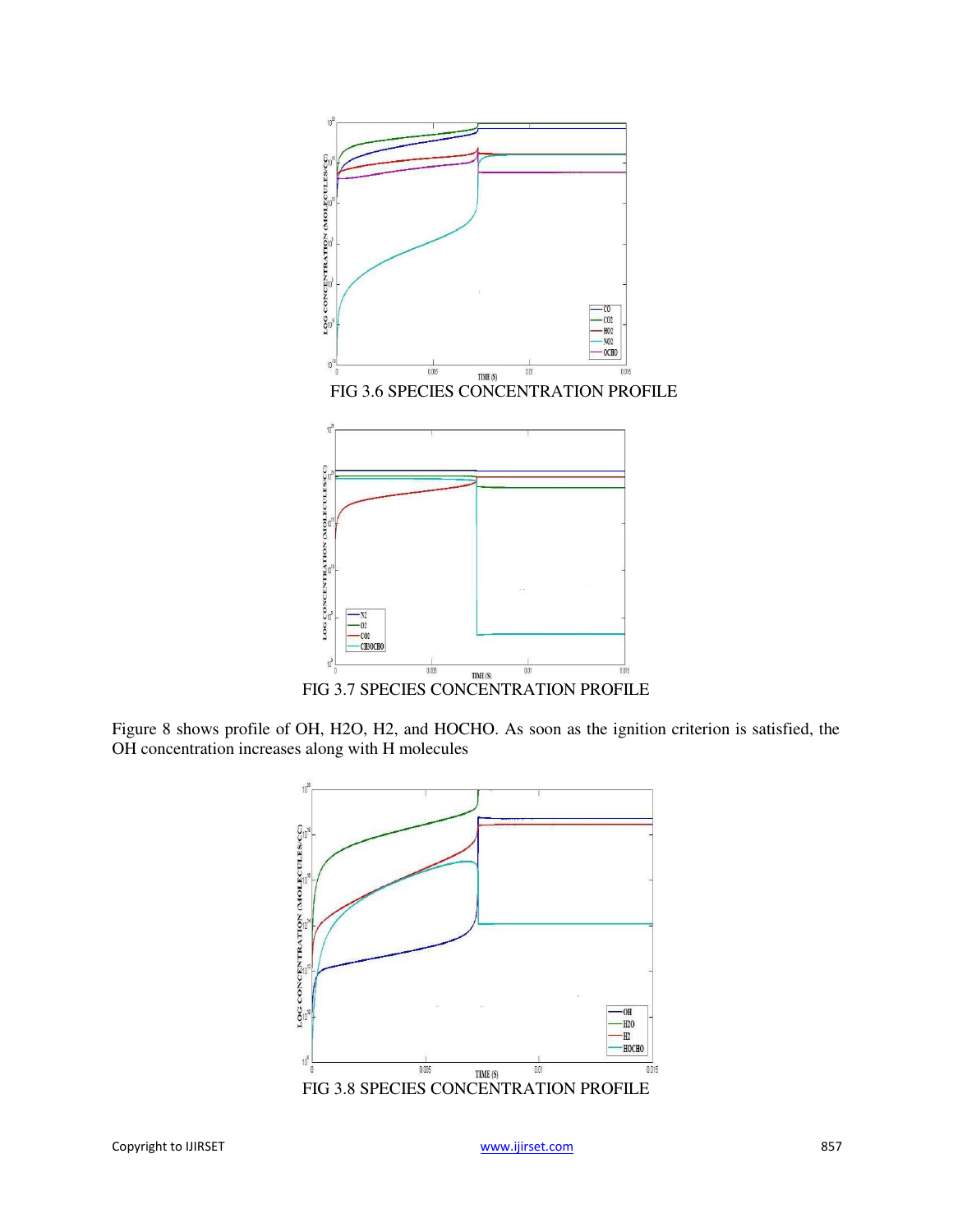FIG 3.6 SPECIES CONCENTRATION PROFILE

FIG 3.7 SPECIES CONCENTRATION PROFILE

Figure 8 shows profile of OH, H2O, H2, and HOCHO. As soon as the ignition criterion is satisfied, the OH concentration increases along with H molecules

FIG 3.8 SPECIES CONCENTRATION PROFILE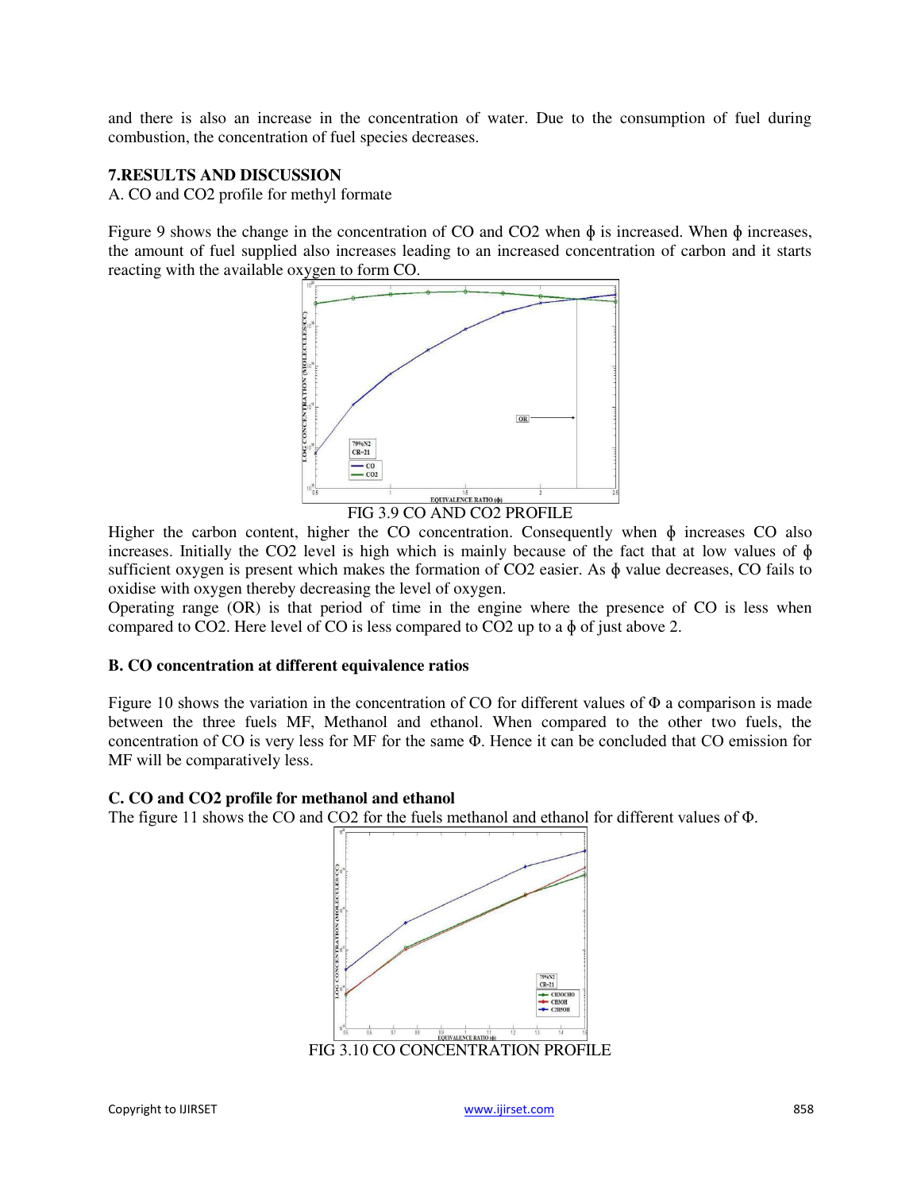and there is also an increase in the concentration of water. Due to the consumption of fuel during combustion, the concentration of fuel species decreases.

## 7.RESULTS AND DISCUSSION

A. CO and CO2 profile for methyl formate

Figure 9 shows the change in the concentration of CO and CO2 when ϕ is increased. When ϕ increases, the amount of fuel supplied also increases leading to an increased concentration of carbon and it starts reacting with the available oxygen to form CO.

FIG 3.9 CO AND CO2 PROFILE

Higher the carbon content, higher the CO concentration. Consequently when ϕ increases CO also increases. Initially the CO2 level is high which is mainly because of the fact that at low values of ϕ sufficient oxygen is present which makes the formation of CO2 easier. As ϕ value decreases, CO fails to oxidise with oxygen thereby decreasing the level of oxygen.

Operating range (OR) is that period of time in the engine where the presence of CO is less when compared to CO2. Here level of CO is less compared to CO2 up to a ϕ of just above 2.

### B. CO concentration at different equivalence ratios

Figure 10 shows the variation in the concentration of CO for different values of Φ a comparison is made between the three fuels MF, Methanol and ethanol. When compared to the other two fuels, the concentration of CO is very less for MF for the same Φ. Hence it can be concluded that CO emission for MF will be comparatively less.

### C. CO and CO2 profile for methanol and ethanol

The figure 11 shows the CO and CO2 for the fuels methanol and ethanol for different values of Φ.

FIG 3.10 CO CONCENTRATION PROFILE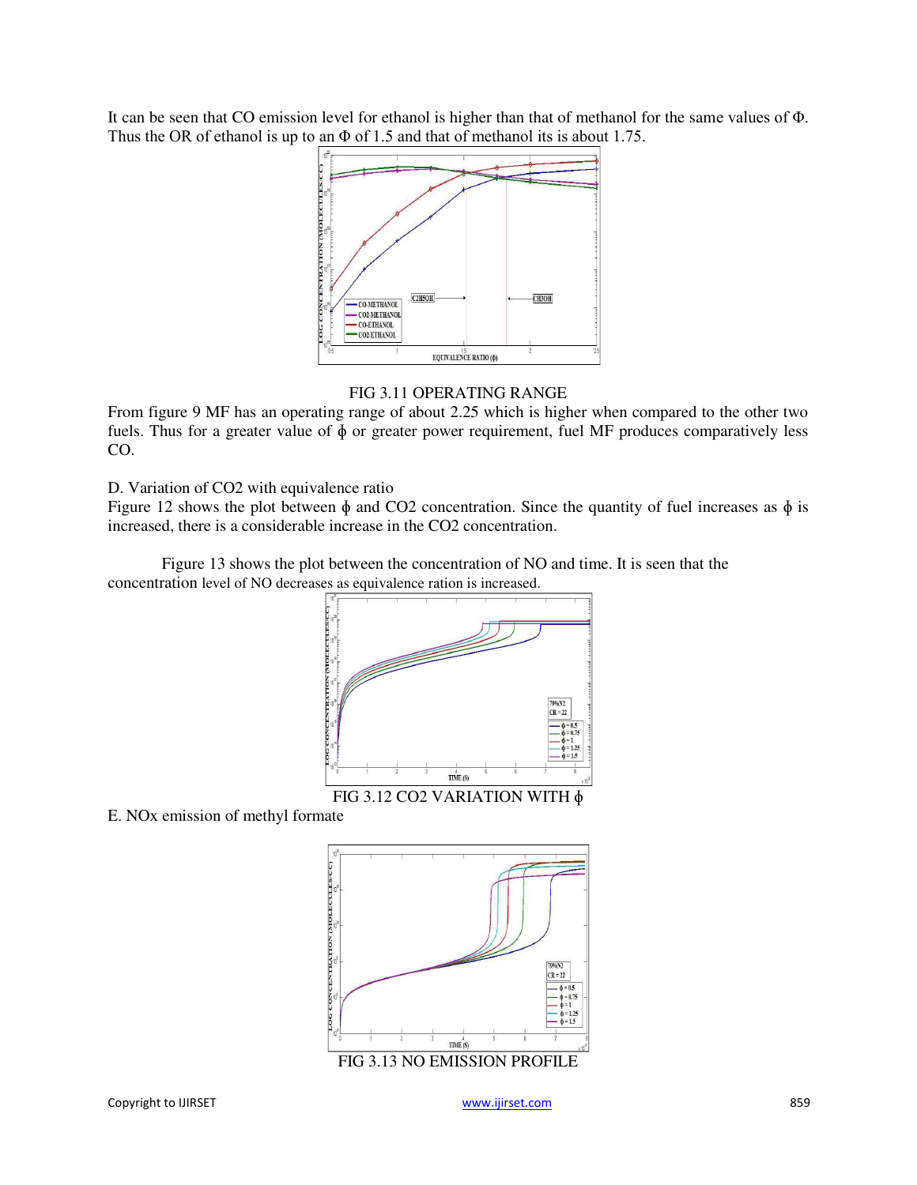It can be seen that CO emission level for ethanol is higher than that of methanol for the same values of Φ. Thus the OR of ethanol is up to an Φ of 1.5 and that of methanol its is about 1.75.

FIG 3.11 OPERATING RANGE

From figure 9 MF has an operating range of about 2.25 which is higher when compared to the other two fuels. Thus for a greater value of ϕ or greater power requirement, fuel MF produces comparatively less CO.

D. Variation of CO2 with equivalence ratio

Figure 12 shows the plot between ϕ and CO2 concentration. Since the quantity of fuel increases as ϕ is increased, there is a considerable increase in the CO2 concentration.

Figure 13 shows the plot between the concentration of NO and time. It is seen that the concentration level of NO decreases as equivalence ration is increased.

FIG 3.12 CO2 VARIATION WITH ϕ

E. NOx emission of methyl formate

FIG 3.13 NO EMISSION PROFILE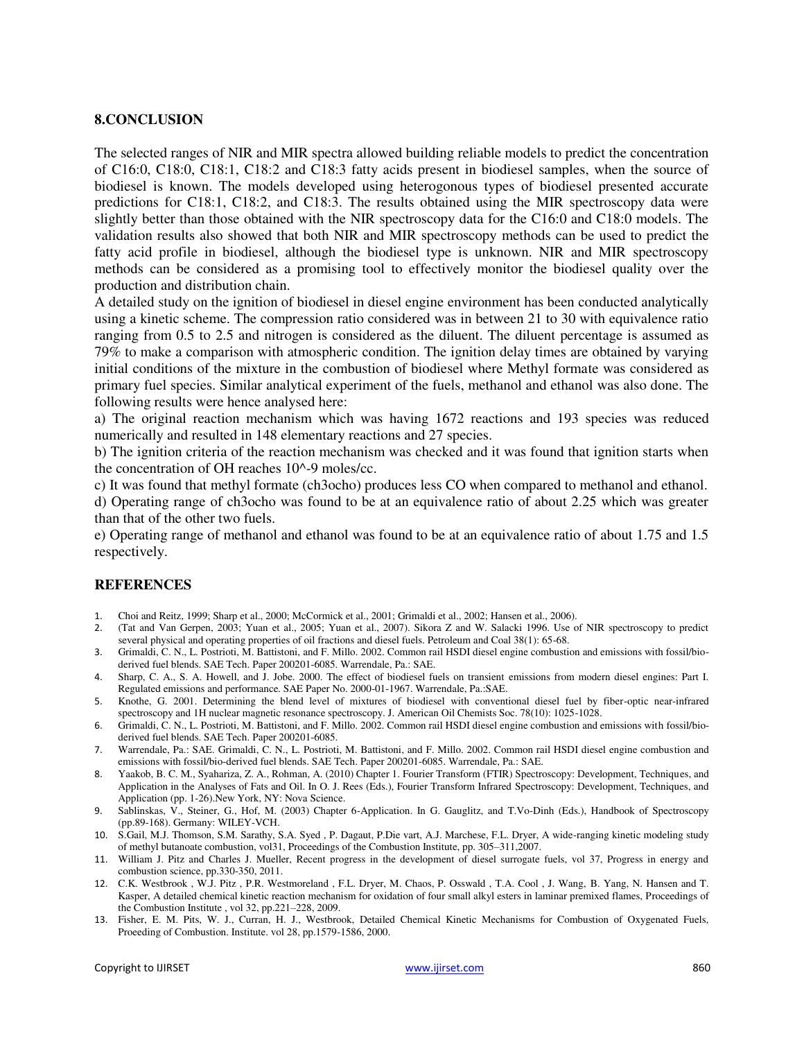## 8.CONCLUSION

The selected ranges of NIR and MIR spectra allowed building reliable models to predict the concentration of C16:0, C18:0, C18:1, C18:2 and C18:3 fatty acids present in biodiesel samples, when the source of biodiesel is known. The models developed using heterogonous types of biodiesel presented accurate predictions for C18:1, C18:2, and C18:3. The results obtained using the MIR spectroscopy data were slightly better than those obtained with the NIR spectroscopy data for the C16:0 and C18:0 models. The validation results also showed that both NIR and MIR spectroscopy methods can be used to predict the fatty acid profile in biodiesel, although the biodiesel type is unknown. NIR and MIR spectroscopy methods can be considered as a promising tool to effectively monitor the biodiesel quality over the production and distribution chain.

A detailed study on the ignition of biodiesel in diesel engine environment has been conducted analytically using a kinetic scheme. The compression ratio considered was in between 21 to 30 with equivalence ratio ranging from 0.5 to 2.5 and nitrogen is considered as the diluent. The diluent percentage is assumed as 79% to make a comparison with atmospheric condition. The ignition delay times are obtained by varying initial conditions of the mixture in the combustion of biodiesel where Methyl formate was considered as primary fuel species. Similar analytical experiment of the fuels, methanol and ethanol was also done. The following results were hence analysed here:

a) The original reaction mechanism which was having 1672 reactions and 193 species was reduced numerically and resulted in 148 elementary reactions and 27 species.

b) The ignition criteria of the reaction mechanism was checked and it was found that ignition starts when the concentration of OH reaches 10^-9 moles/cc.

c) It was found that methyl formate (ch3ocho) produces less CO when compared to methanol and ethanol.

d) Operating range of ch3ocho was found to be at an equivalence ratio of about 2.25 which was greater than that of the other two fuels.

e) Operating range of methanol and ethanol was found to be at an equivalence ratio of about 1.75 and 1.5 respectively.

## REFERENCES

1. Choi and Reitz, 1999; Sharp et al., 2000; McCormick et al., 2001; Grimaldi et al., 2002; Hansen et al., 2006).
2. (Tat and Van Gerpen, 2003; Yuan et al., 2005; Yuan et al., 2007). Sikora Z and W. Salacki 1996. Use of NIR spectroscopy to predict several physical and operating properties of oil fractions and diesel fuels. Petroleum and Coal 38(1): 65-68.
3. Grimaldi, C. N., L. Postrioti, M. Battistoni, and F. Millo. 2002. Common rail HSDI diesel engine combustion and emissions with fossil/bio-derived fuel blends. SAE Tech. Paper 200201-6085. Warrendale, Pa.: SAE.
4. Sharp, C. A., S. A. Howell, and J. Jobe. 2000. The effect of biodiesel fuels on transient emissions from modern diesel engines: Part I. Regulated emissions and performance. SAE Paper No. 2000-01-1967. Warrendale, Pa.:SAE.
5. Knothe, G. 2001. Determining the blend level of mixtures of biodiesel with conventional diesel fuel by fiber-optic near-infrared spectroscopy and 1H nuclear magnetic resonance spectroscopy. J. American Oil Chemists Soc. 78(10): 1025-1028.
6. Grimaldi, C. N., L. Postrioti, M. Battistoni, and F. Millo. 2002. Common rail HSDI diesel engine combustion and emissions with fossil/bio-derived fuel blends. SAE Tech. Paper 200201-6085.
7. Warrendale, Pa.: SAE. Grimaldi, C. N., L. Postrioti, M. Battistoni, and F. Millo. 2002. Common rail HSDI diesel engine combustion and emissions with fossil/bio-derived fuel blends. SAE Tech. Paper 200201-6085. Warrendale, Pa.: SAE.
8. Yaakob, B. C. M., Syahariza, Z. A., Rohman, A. (2010) Chapter 1. Fourier Transform (FTIR) Spectroscopy: Development, Techniques, and Application in the Analyses of Fats and Oil. In O. J. Rees (Eds.), Fourier Transform Infrared Spectroscopy: Development, Techniques, and Application (pp. 1-26).New York, NY: Nova Science.
9. Sablinskas, V., Steiner, G., Hof, M. (2003) Chapter 6-Application. In G. Gauglitz, and T.Vo-Dinh (Eds.), Handbook of Spectroscopy (pp.89-168). Germany: WILEY-VCH.
10. S.Gail, M.J. Thomson, S.M. Sarathy, S.A. Syed , P. Dagaut, P.Die vart, A.J. Marchese, F.L. Dryer, A wide-ranging kinetic modeling study of methyl butanoate combustion, vol31, Proceedings of the Combustion Institute, pp. 305–311,2007.
11. William J. Pitz and Charles J. Mueller, Recent progress in the development of diesel surrogate fuels, vol 37, Progress in energy and combustion science, pp.330-350, 2011.
12. C.K. Westbrook , W.J. Pitz , P.R. Westmoreland , F.L. Dryer, M. Chaos, P. Osswald , T.A. Cool , J. Wang, B. Yang, N. Hansen and T. Kasper, A detailed chemical kinetic reaction mechanism for oxidation of four small alkyl esters in laminar premixed flames, Proceedings of the Combustion Institute , vol 32, pp.221–228, 2009.
13. Fisher, E. M. Pits, W. J., Curran, H. J., Westbrook, Detailed Chemical Kinetic Mechanisms for Combustion of Oxygenated Fuels, Proeeding of Combustion. Institute. vol 28, pp.1579-1586, 2000.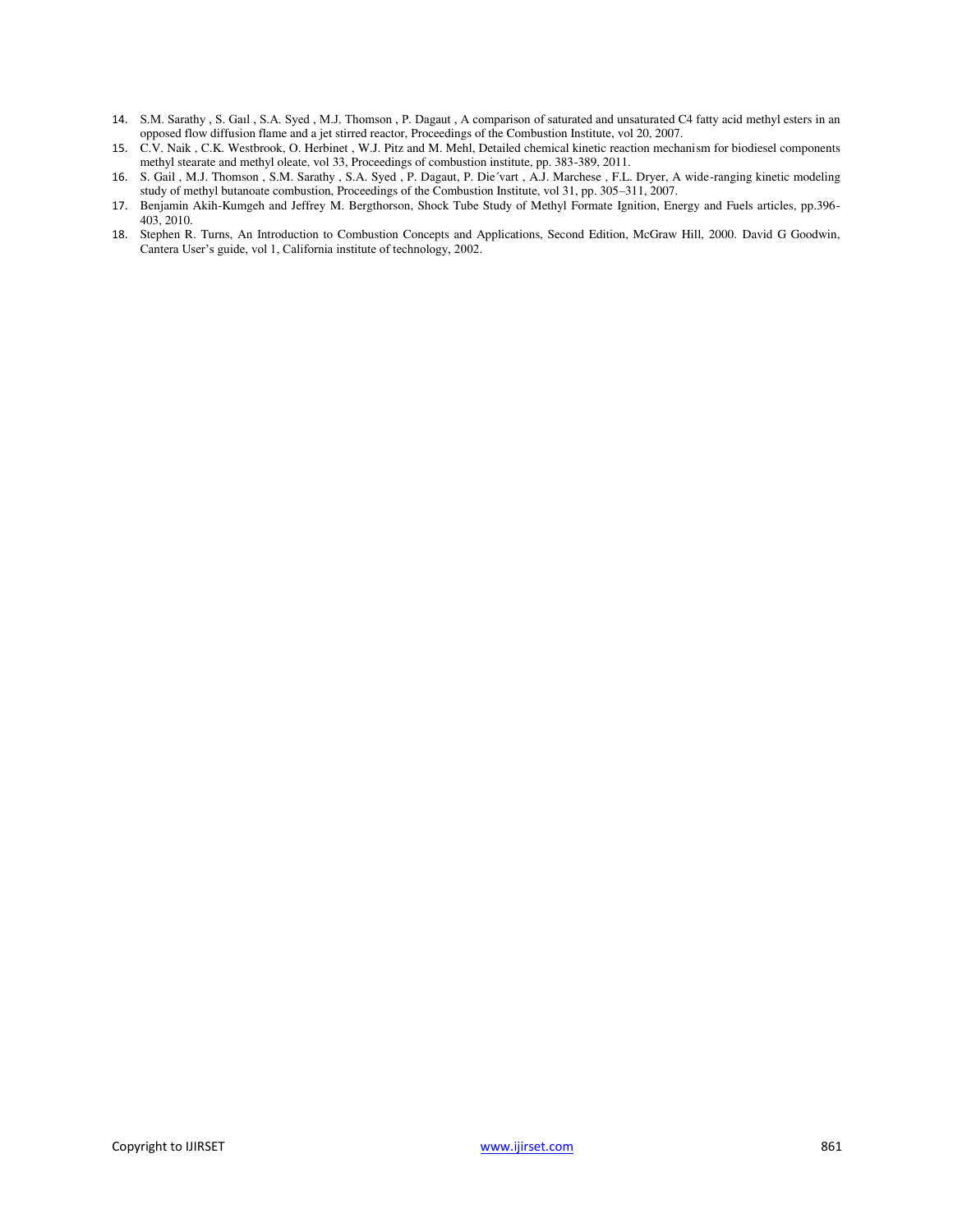14. S.M. Sarathy , S. Gaıl , S.A. Syed , M.J. Thomson , P. Dagaut , A comparison of saturated and unsaturated C4 fatty acid methyl esters in an opposed flow diffusion flame and a jet stirred reactor, Proceedings of the Combustion Institute, vol 20, 2007.
15. C.V. Naik , C.K. Westbrook, O. Herbinet , W.J. Pitz and M. Mehl, Detailed chemical kinetic reaction mechanism for biodiesel components methyl stearate and methyl oleate, vol 33, Proceedings of combustion institute, pp. 383-389, 2011.
16. S. Gail , M.J. Thomson , S.M. Sarathy , S.A. Syed , P. Dagaut, P. Die´vart , A.J. Marchese , F.L. Dryer, A wide-ranging kinetic modeling study of methyl butanoate combustion, Proceedings of the Combustion Institute, vol 31, pp. 305–311, 2007.
17. Benjamin Akih-Kumgeh and Jeffrey M. Bergthorson, Shock Tube Study of Methyl Formate Ignition, Energy and Fuels articles, pp.396-403, 2010.
18. Stephen R. Turns, An Introduction to Combustion Concepts and Applications, Second Edition, McGraw Hill, 2000. David G Goodwin, Cantera User's guide, vol 1, California institute of technology, 2002.